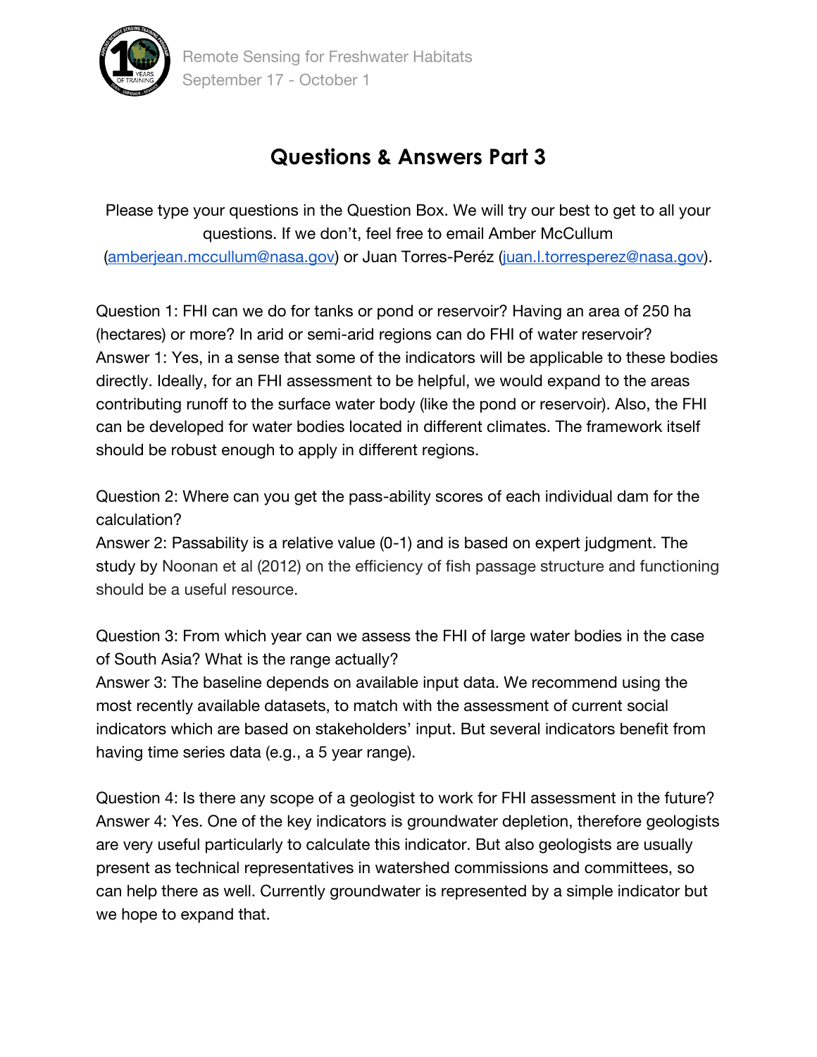# Questions & Answers Part 3

Please type your questions in the Question Box. We will try our best to get to all your questions. If we don't, feel free to email Amber McCullum (amberjean.mccullum@nasa.gov) or Juan Torres-Peréz (juan.l.torresperez@nasa.gov).

Question 1: FHI can we do for tanks or pond or reservoir? Having an area of 250 ha (hectares) or more? In arid or semi-arid regions can do FHI of water reservoir?
Answer 1: Yes, in a sense that some of the indicators will be applicable to these bodies directly. Ideally, for an FHI assessment to be helpful, we would expand to the areas contributing runoff to the surface water body (like the pond or reservoir). Also, the FHI can be developed for water bodies located in different climates. The framework itself should be robust enough to apply in different regions.

Question 2: Where can you get the pass-ability scores of each individual dam for the calculation?
Answer 2: Passability is a relative value (0-1) and is based on expert judgment. The study by Noonan et al (2012) on the efficiency of fish passage structure and functioning should be a useful resource.

Question 3: From which year can we assess the FHI of large water bodies in the case of South Asia? What is the range actually?
Answer 3: The baseline depends on available input data. We recommend using the most recently available datasets, to match with the assessment of current social indicators which are based on stakeholders' input. But several indicators benefit from having time series data (e.g., a 5 year range).

Question 4: Is there any scope of a geologist to work for FHI assessment in the future?
Answer 4: Yes. One of the key indicators is groundwater depletion, therefore geologists are very useful particularly to calculate this indicator. But also geologists are usually present as technical representatives in watershed commissions and committees, so can help there as well. Currently groundwater is represented by a simple indicator but we hope to expand that.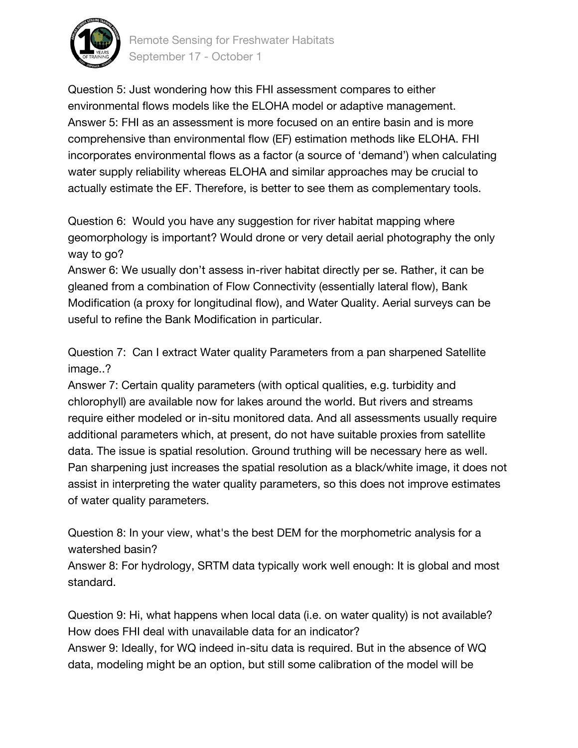Question 5: Just wondering how this FHI assessment compares to either environmental flows models like the ELOHA model or adaptive management.
Answer 5: FHI as an assessment is more focused on an entire basin and is more comprehensive than environmental flow (EF) estimation methods like ELOHA. FHI incorporates environmental flows as a factor (a source of 'demand') when calculating water supply reliability whereas ELOHA and similar approaches may be crucial to actually estimate the EF. Therefore, is better to see them as complementary tools.

Question 6: Would you have any suggestion for river habitat mapping where geomorphology is important? Would drone or very detail aerial photography the only way to go?
Answer 6: We usually don't assess in-river habitat directly per se. Rather, it can be gleaned from a combination of Flow Connectivity (essentially lateral flow), Bank Modification (a proxy for longitudinal flow), and Water Quality. Aerial surveys can be useful to refine the Bank Modification in particular.

Question 7: Can I extract Water quality Parameters from a pan sharpened Satellite image..?
Answer 7: Certain quality parameters (with optical qualities, e.g. turbidity and chlorophyll) are available now for lakes around the world. But rivers and streams require either modeled or in-situ monitored data. And all assessments usually require additional parameters which, at present, do not have suitable proxies from satellite data. The issue is spatial resolution. Ground truthing will be necessary here as well. Pan sharpening just increases the spatial resolution as a black/white image, it does not assist in interpreting the water quality parameters, so this does not improve estimates of water quality parameters.

Question 8: In your view, what's the best DEM for the morphometric analysis for a watershed basin?
Answer 8: For hydrology, SRTM data typically work well enough: It is global and most standard.

Question 9: Hi, what happens when local data (i.e. on water quality) is not available? How does FHI deal with unavailable data for an indicator?
Answer 9: Ideally, for WQ indeed in-situ data is required. But in the absence of WQ data, modeling might be an option, but still some calibration of the model will be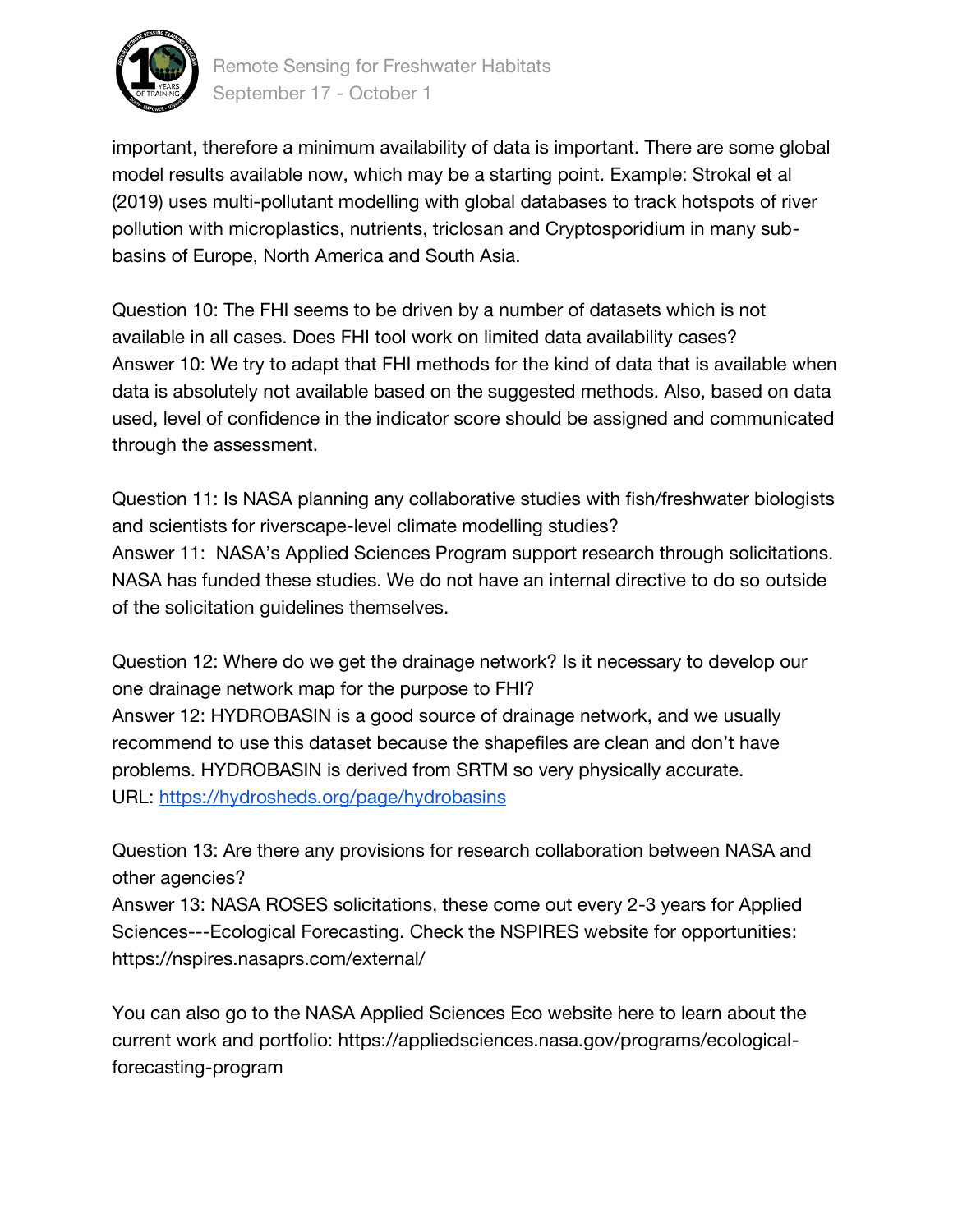important, therefore a minimum availability of data is important. There are some global model results available now, which may be a starting point. Example: Strokal et al (2019) uses multi-pollutant modelling with global databases to track hotspots of river pollution with microplastics, nutrients, triclosan and Cryptosporidium in many sub-basins of Europe, North America and South Asia.

Question 10: The FHI seems to be driven by a number of datasets which is not available in all cases. Does FHI tool work on limited data availability cases?
Answer 10: We try to adapt that FHI methods for the kind of data that is available when data is absolutely not available based on the suggested methods. Also, based on data used, level of confidence in the indicator score should be assigned and communicated through the assessment.

Question 11: Is NASA planning any collaborative studies with fish/freshwater biologists and scientists for riverscape-level climate modelling studies?
Answer 11: NASA's Applied Sciences Program support research through solicitations. NASA has funded these studies. We do not have an internal directive to do so outside of the solicitation guidelines themselves.

Question 12: Where do we get the drainage network? Is it necessary to develop our one drainage network map for the purpose to FHI?
Answer 12: HYDROBASIN is a good source of drainage network, and we usually recommend to use this dataset because the shapefiles are clean and don't have problems. HYDROBASIN is derived from SRTM so very physically accurate.
URL: [https://hydrosheds.org/page/hydrobasins](https://hydrosheds.org/page/hydrobasins)

Question 13: Are there any provisions for research collaboration between NASA and other agencies?
Answer 13: NASA ROSES solicitations, these come out every 2-3 years for Applied Sciences---Ecological Forecasting. Check the NSPIRES website for opportunities: https://nspires.nasaprs.com/external/

You can also go to the NASA Applied Sciences Eco website here to learn about the current work and portfolio: https://appliedsciences.nasa.gov/programs/ecological-forecasting-program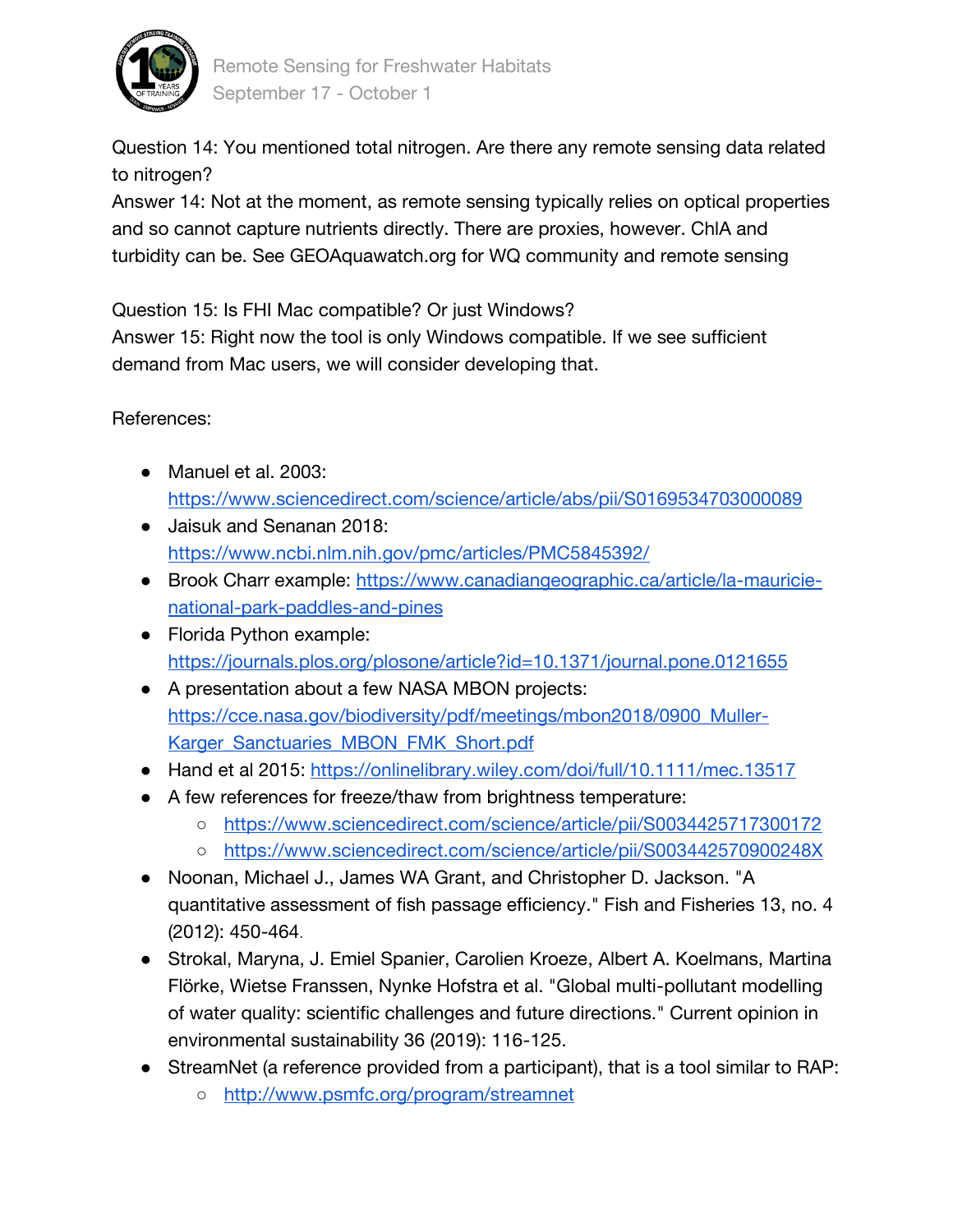Question 14: You mentioned total nitrogen. Are there any remote sensing data related to nitrogen?
Answer 14: Not at the moment, as remote sensing typically relies on optical properties and so cannot capture nutrients directly. There are proxies, however. ChlA and turbidity can be. See GEOAquawatch.org for WQ community and remote sensing

Question 15: Is FHI Mac compatible? Or just Windows?
Answer 15: Right now the tool is only Windows compatible. If we see sufficient demand from Mac users, we will consider developing that.

References:

- Manuel et al. 2003: https://www.sciencedirect.com/science/article/abs/pii/S0169534703000089
- Jaisuk and Senanan 2018: https://www.ncbi.nlm.nih.gov/pmc/articles/PMC5845392/
- Brook Charr example: https://www.canadiangeographic.ca/article/la-mauricie-national-park-paddles-and-pines
- Florida Python example: https://journals.plos.org/plosone/article?id=10.1371/journal.pone.0121655
- A presentation about a few NASA MBON projects: https://cce.nasa.gov/biodiversity/pdf/meetings/mbon2018/0900_Muller-Karger_Sanctuaries_MBON_FMK_Short.pdf
- Hand et al 2015: https://onlinelibrary.wiley.com/doi/full/10.1111/mec.13517
- A few references for freeze/thaw from brightness temperature:
  - https://www.sciencedirect.com/science/article/pii/S0034425717300172
  - https://www.sciencedirect.com/science/article/pii/S003442570900248X
- Noonan, Michael J., James WA Grant, and Christopher D. Jackson. "A quantitative assessment of fish passage efficiency." Fish and Fisheries 13, no. 4 (2012): 450-464.
- Strokal, Maryna, J. Emiel Spanier, Carolien Kroeze, Albert A. Koelmans, Martina Flörke, Wietse Franssen, Nynke Hofstra et al. "Global multi-pollutant modelling of water quality: scientific challenges and future directions." Current opinion in environmental sustainability 36 (2019): 116-125.
- StreamNet (a reference provided from a participant), that is a tool similar to RAP:
  - http://www.psmfc.org/program/streamnet